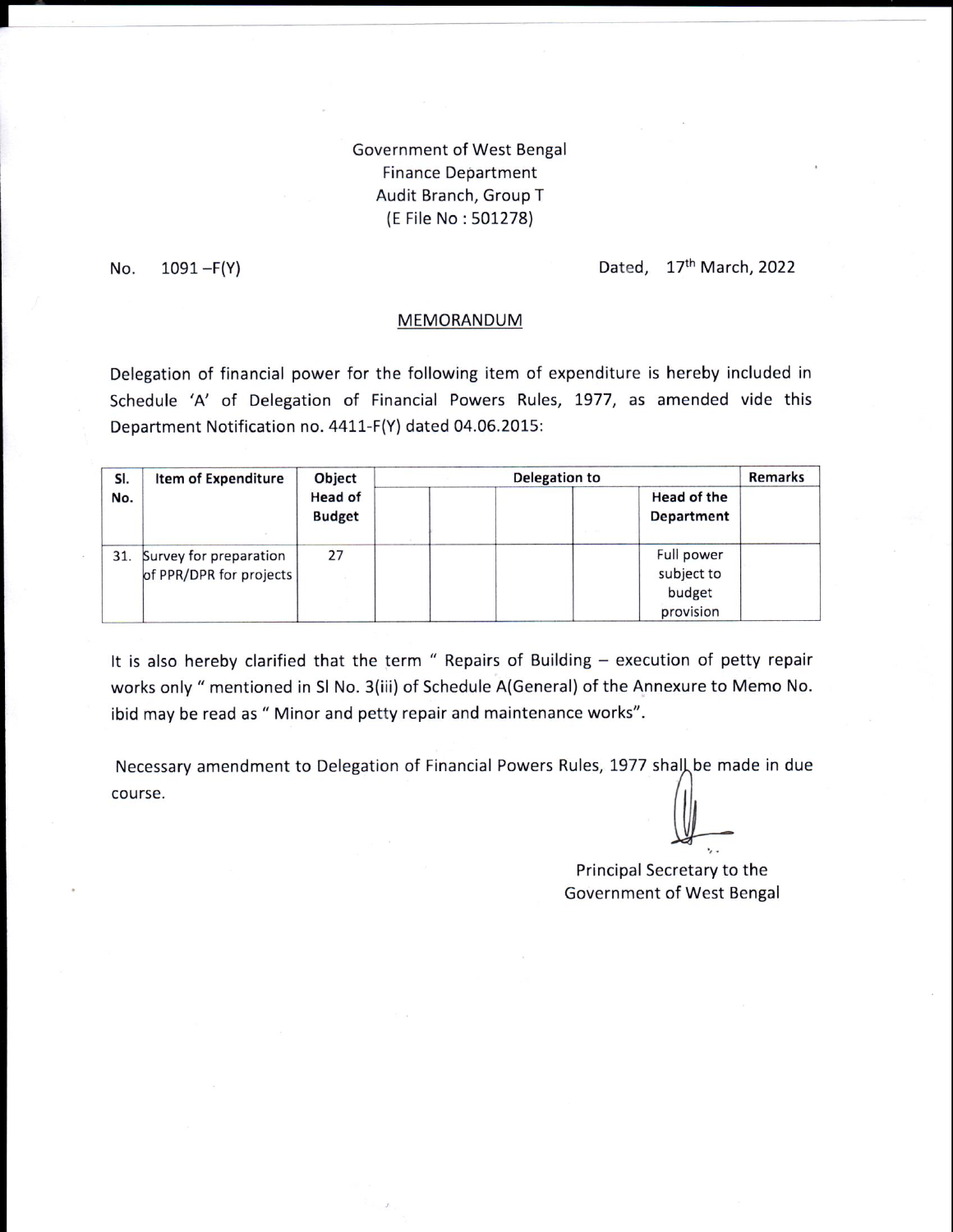Government of West Bengal
Finance Department
Audit Branch, Group T
(E File No : 501278)

No. 1091 –F(Y) Dated, 17th March, 2022

## MEMORANDUM

Delegation of financial power for the following item of expenditure is hereby included in Schedule 'A' of Delegation of Financial Powers Rules, 1977, as amended vide this Department Notification no. 4411-F(Y) dated 04.06.2015:

| Sl. No. | Item of Expenditure | Object Head of Budget | Delegation to | | | | | Remarks |
|---|---|---|---|---|---|---|---|---|
| | | | | | | | Head of the Department | |
| 31. | Survey for preparation of PPR/DPR for projects | 27 | | | | | Full power subject to budget provision | |

It is also hereby clarified that the term " Repairs of Building – execution of petty repair works only " mentioned in Sl No. 3(iii) of Schedule A(General) of the Annexure to Memo No. ibid may be read as " Minor and petty repair and maintenance works".

Necessary amendment to Delegation of Financial Powers Rules, 1977 shall be made in due course.

Principal Secretary to the
Government of West Bengal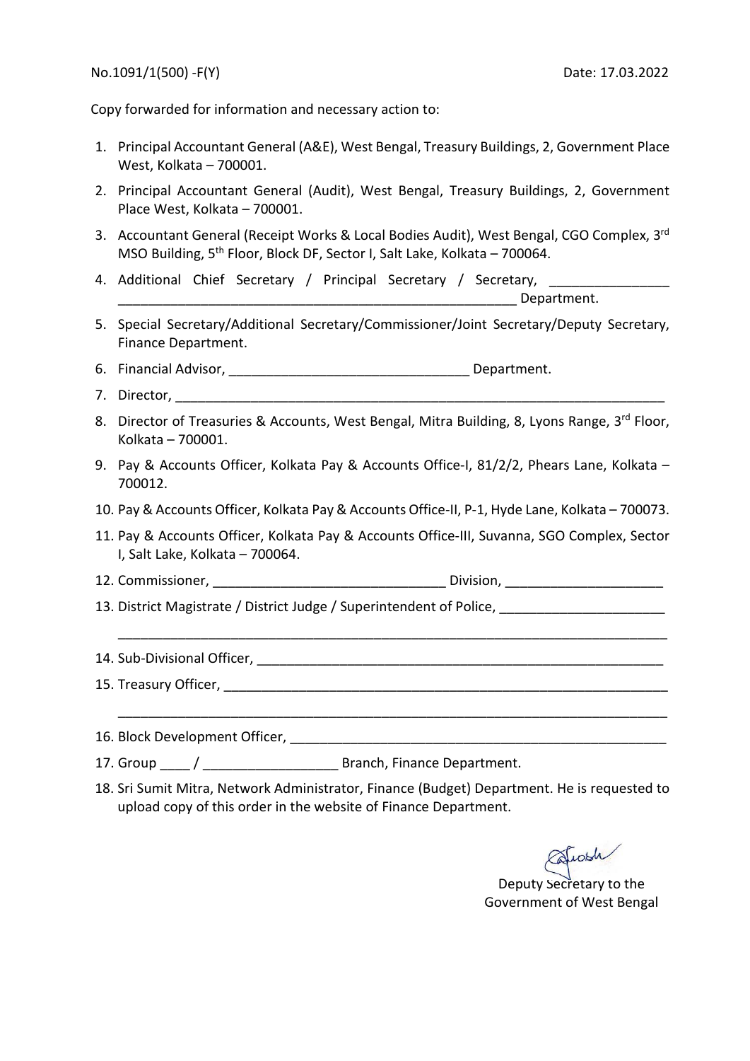No.1091/1(500) -F(Y) Date: 17.03.2022

Copy forwarded for information and necessary action to:

1. Principal Accountant General (A&E), West Bengal, Treasury Buildings, 2, Government Place West, Kolkata – 700001.
2. Principal Accountant General (Audit), West Bengal, Treasury Buildings, 2, Government Place West, Kolkata – 700001.
3. Accountant General (Receipt Works & Local Bodies Audit), West Bengal, CGO Complex, 3rd MSO Building, 5th Floor, Block DF, Sector I, Salt Lake, Kolkata – 700064.
4. Additional Chief Secretary / Principal Secretary / Secretary, ________________ ________________________________________________________ Department.
5. Special Secretary/Additional Secretary/Commissioner/Joint Secretary/Deputy Secretary, Finance Department.
6. Financial Advisor, ________________________________ Department.
7. Director, ____________________________________________________________________
8. Director of Treasuries & Accounts, West Bengal, Mitra Building, 8, Lyons Range, 3rd Floor, Kolkata – 700001.
9. Pay & Accounts Officer, Kolkata Pay & Accounts Office-I, 81/2/2, Phears Lane, Kolkata – 700012.
10. Pay & Accounts Officer, Kolkata Pay & Accounts Office-II, P-1, Hyde Lane, Kolkata – 700073.
11. Pay & Accounts Officer, Kolkata Pay & Accounts Office-III, Suvanna, SGO Complex, Sector I, Salt Lake, Kolkata – 700064.
12. Commissioner, _______________________________ Division, _____________________
13. District Magistrate / District Judge / Superintendent of Police, ______________________ ___________________________________________________________________________
14. Sub-Divisional Officer, _________________________________________________________
15. Treasury Officer, ______________________________________________________________ ___________________________________________________________________________
16. Block Development Officer, _____________________________________________________
17. Group ____ / __________________ Branch, Finance Department.
18. Sri Sumit Mitra, Network Administrator, Finance (Budget) Department. He is requested to upload copy of this order in the website of Finance Department.

Deputy Secretary to the
Government of West Bengal